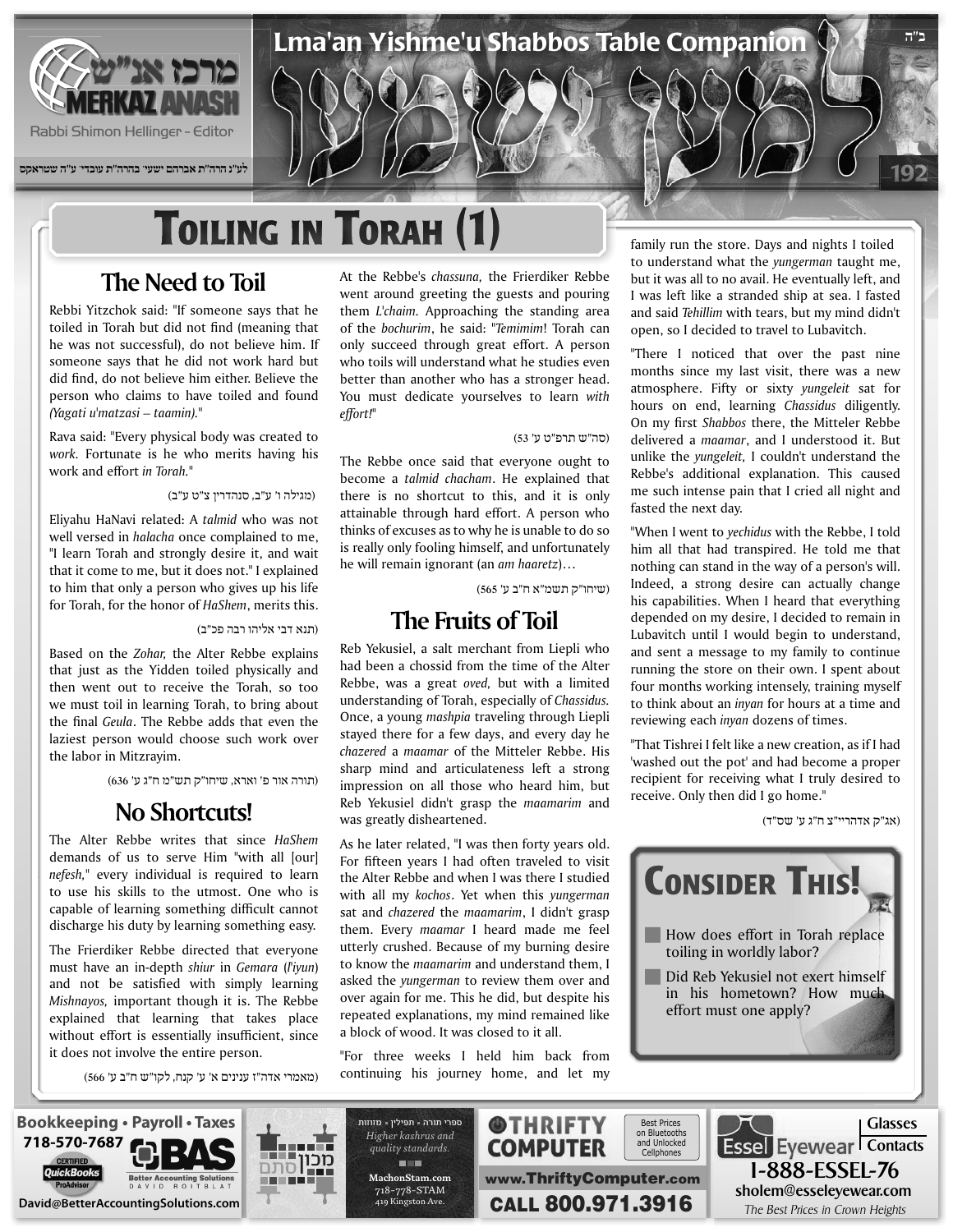# Toiling in Torah (1)

## The Need to Toil

Rebbi Yitzchok said: "If someone says that he toiled in Torah but did not find (meaning that he was not successful), do not believe him. If someone says that he did not work hard but did find, do not believe him either. Believe the person who claims to have toiled and found *(Yagati u'matzasi – taamin).*"

Rava said: "Every physical body was created to *work.* Fortunate is he who merits having his work and effort *in Torah.*"

(מגילה ו' ע"ב, סנהדרין צ"ט ע"ב)

Eliyahu HaNavi related: A *talmid* who was not well versed in *halacha* once complained to me, "I learn Torah and strongly desire it, and wait that it come to me, but it does not." I explained to him that only a person who gives up his life for Torah, for the honor of *HaShem*, merits this.

(תנא דבי אליהו רבה פכ"ב)

Based on the *Zohar,* the Alter Rebbe explains that just as the Yidden toiled physically and then went out to receive the Torah, so too we must toil in learning Torah, to bring about the final *Geula*. The Rebbe adds that even the laziest person would choose such work over the labor in Mitzrayim.

(תורה אור פ' וארא, שיחו"ק תש"מ ח"ג ע' 636)

## No Shortcuts!

The Alter Rebbe writes that since *HaShem* demands of us to serve Him "with all [our] *nefesh,*" every individual is required to learn to use his skills to the utmost. One who is capable of learning something difficult cannot discharge his duty by learning something easy.

The Frierdiker Rebbe directed that everyone must have an in-depth *shiur* in *Gemara* (*l'iyun*) and not be satisfied with simply learning *Mishnayos,* important though it is. The Rebbe explained that learning that takes place without effort is essentially insufficient, since it does not involve the entire person.

(מאמרי אדה"ז ענינים א' ע' קנח, לקו"ש ח"ב ע' 566)

At the Rebbe's *chassuna,* the Frierdiker Rebbe went around greeting the guests and pouring them *L'chaim.* Approaching the standing area of the *bochurim*, he said: "*Temimim*! Torah can only succeed through great effort. A person who toils will understand what he studies even better than another who has a stronger head. You must dedicate yourselves to learn *with effort!*"

(סה"ש תרפ"ט ע' 53)

The Rebbe once said that everyone ought to become a *talmid chacham*. He explained that there is no shortcut to this, and it is only attainable through hard effort. A person who thinks of excuses as to why he is unable to do so is really only fooling himself, and unfortunately he will remain ignorant (an *am haaretz*)…

(שיחו"ק תשמ"א ח"ב ע' 565)

## The Fruits of Toil

Reb Yekusiel, a salt merchant from Liepli who had been a chossid from the time of the Alter Rebbe, was a great *oved,* but with a limited understanding of Torah, especially of *Chassidus.* Once, a young *mashpia* traveling through Liepli stayed there for a few days, and every day he *chazered* a *maamar* of the Mitteler Rebbe. His sharp mind and articulateness left a strong impression on all those who heard him, but Reb Yekusiel didn't grasp the *maamarim* and was greatly disheartened.

As he later related, "I was then forty years old. For fifteen years I had often traveled to visit the Alter Rebbe and when I was there I studied with all my *kochos*. Yet when this *yungerman* sat and *chazered* the *maamarim*, I didn't grasp them. Every *maamar* I heard made me feel utterly crushed. Because of my burning desire to know the *maamarim* and understand them, I asked the *yungerman* to review them over and over again for me. This he did, but despite his repeated explanations, my mind remained like a block of wood. It was closed to it all.

"For three weeks I held him back from continuing his journey home, and let my family run the store. Days and nights I toiled to understand what the *yungerman* taught me, but it was all to no avail. He eventually left, and I was left like a stranded ship at sea. I fasted and said *Tehillim* with tears, but my mind didn't open, so I decided to travel to Lubavitch.

"There I noticed that over the past nine months since my last visit, there was a new atmosphere. Fifty or sixty *yungeleit* sat for hours on end, learning *Chassidus* diligently. On my first *Shabbos* there, the Mitteler Rebbe delivered a *maamar*, and I understood it. But unlike the *yungeleit,* I couldn't understand the Rebbe's additional explanation. This caused me such intense pain that I cried all night and fasted the next day.

"When I went to *yechidus* with the Rebbe, I told him all that had transpired. He told me that nothing can stand in the way of a person's will. Indeed, a strong desire can actually change his capabilities. When I heard that everything depended on my desire, I decided to remain in Lubavitch until I would begin to understand, and sent a message to my family to continue running the store on their own. I spent about four months working intensely, training myself to think about an *inyan* for hours at a time and reviewing each *inyan* dozens of times.

"That Tishrei I felt like a new creation, as if I had 'washed out the pot' and had become a proper recipient for receiving what I truly desired to receive. Only then did I go home."

(אג"ק אדהריי"צ ח"ג ע' שס"ד)

## Consider This!

- How does effort in Torah replace toiling in worldly labor?
- Did Reb Yekusiel not exert himself in his hometown? How much effort must one apply?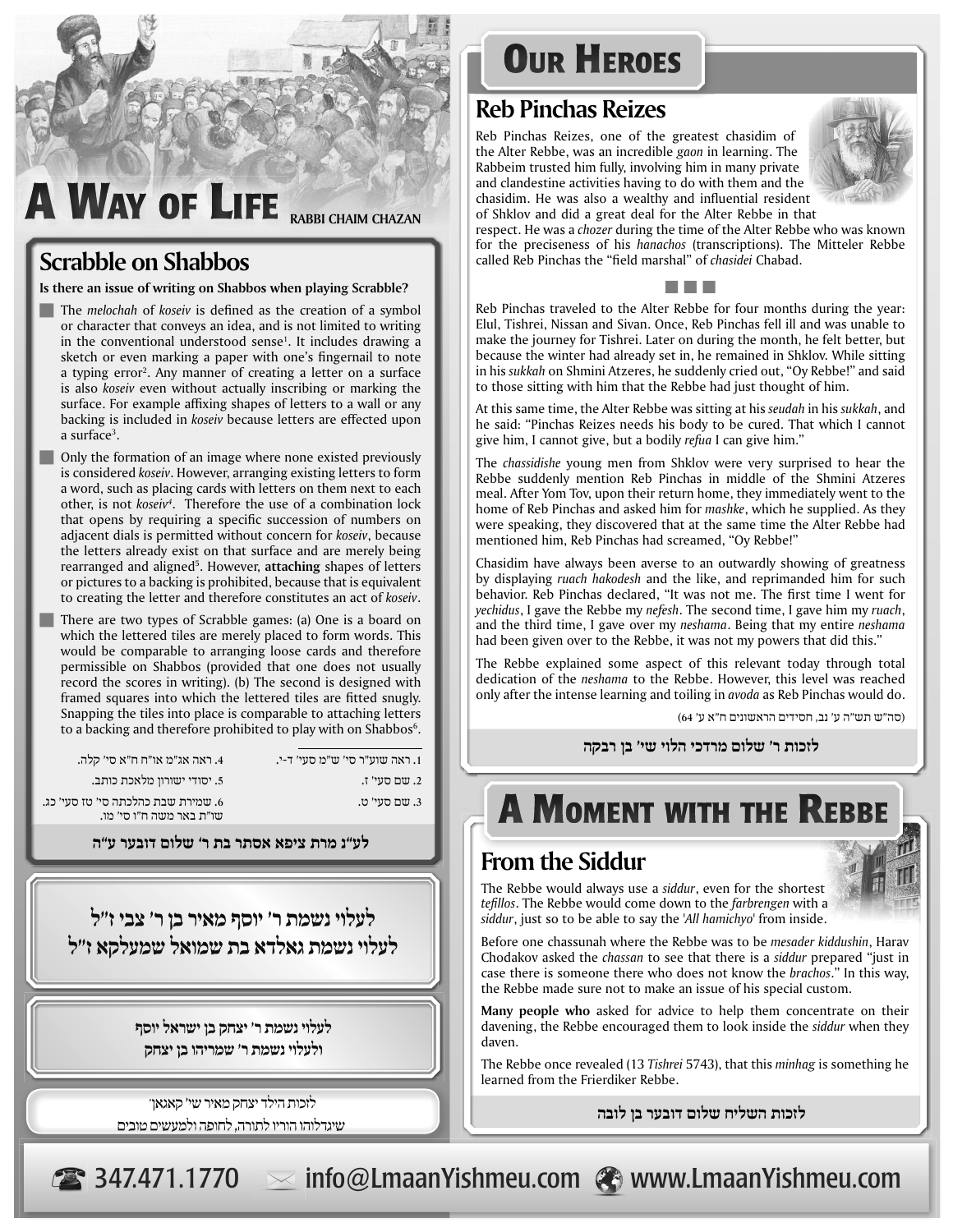# A Way of Life

RABBI CHAIM CHAZAN

## Scrabble on Shabbos

**Is there an issue of writing on Shabbos when playing Scrabble?**

- The *melochah* of *koseiv* is defined as the creation of a symbol or character that conveys an idea, and is not limited to writing in the conventional understood sense[1]. It includes drawing a sketch or even marking a paper with one's fingernail to note a typing error[2]. Any manner of creating a letter on a surface is also *koseiv* even without actually inscribing or marking the surface. For example affixing shapes of letters to a wall or any backing is included in *koseiv* because letters are effected upon a surface[3].
- Only the formation of an image where none existed previously is considered *koseiv*. However, arranging existing letters to form a word, such as placing cards with letters on them next to each other, is not *koseiv*[4]. Therefore the use of a combination lock that opens by requiring a specific succession of numbers on adjacent dials is permitted without concern for *koseiv*, because the letters already exist on that surface and are merely being rearranged and aligned[5]. However, **attaching** shapes of letters or pictures to a backing is prohibited, because that is equivalent to creating the letter and therefore constitutes an act of *koseiv*.
- There are two types of Scrabble games: (a) One is a board on which the lettered tiles are merely placed to form words. This would be comparable to arranging loose cards and therefore permissible on Shabbos (provided that one does not usually record the scores in writing). (b) The second is designed with framed squares into which the lettered tiles are fitted snugly. Snapping the tiles into place is comparable to attaching letters to a backing and therefore prohibited to play with on Shabbos[6].

1. ראה שוע"ר סי' ש"מ סעי' ד-י.
2. שם סעי' ז.
3. שם סעי' ט.
4. ראה אג"מ או"ח ח"א סי' קלה.
5. יסודי ישורון מלאכת כותב.
6. שמירת שבת כהלכתה סי' טז סעי' כג. שו"ת באר משה ח"ו סי' מו.

לע"נ מרת ציפא אסתר בת ר' שלום דובער ע"ה

לעלוי נשמת ר' יוסף מאיר בן ר' צבי ז"ל
לעלוי נשמת גאלדא בת שמואל שמעלקא ז"ל

לעלוי נשמת ר' יצחק בן ישראל יוסף
ולעלוי נשמת ר' שמריהו בן יצחק

לזכות הילד יצחק מאיר שי' קאגאן
שיגדלוהו הוריו לתורה, לחופה ולמעשים טובים

# Our Heroes

## Reb Pinchas Reizes

Reb Pinchas Reizes, one of the greatest chasidim of the Alter Rebbe, was an incredible *gaon* in learning. The Rabbeim trusted him fully, involving him in many private and clandestine activities having to do with them and the chasidim. He was also a wealthy and influential resident of Shklov and did a great deal for the Alter Rebbe in that respect. He was a *chozer* during the time of the Alter Rebbe who was known for the preciseness of his *hanachos* (transcriptions). The Mitteler Rebbe called Reb Pinchas the "field marshal" of *chasidei* Chabad.

Reb Pinchas traveled to the Alter Rebbe for four months during the year: Elul, Tishrei, Nissan and Sivan. Once, Reb Pinchas fell ill and was unable to make the journey for Tishrei. Later on during the month, he felt better, but because the winter had already set in, he remained in Shklov. While sitting in his *sukkah* on Shmini Atzeres, he suddenly cried out, "Oy Rebbe!" and said to those sitting with him that the Rebbe had just thought of him.

At this same time, the Alter Rebbe was sitting at his *seudah* in his *sukkah*, and he said: "Pinchas Reizes needs his body to be cured. That which I cannot give him, I cannot give, but a bodily *refua* I can give him."

The *chassidishe* young men from Shklov were very surprised to hear the Rebbe suddenly mention Reb Pinchas in middle of the Shmini Atzeres meal. After Yom Tov, upon their return home, they immediately went to the home of Reb Pinchas and asked him for *mashke*, which he supplied. As they were speaking, they discovered that at the same time the Alter Rebbe had mentioned him, Reb Pinchas had screamed, "Oy Rebbe!"

Chasidim have always been averse to an outwardly showing of greatness by displaying *ruach hakodesh* and the like, and reprimanded him for such behavior. Reb Pinchas declared, "It was not me. The first time I went for *yechidus*, I gave the Rebbe my *nefesh*. The second time, I gave him my *ruach*, and the third time, I gave over my *neshama*. Being that my entire *neshama* had been given over to the Rebbe, it was not my powers that did this."

The Rebbe explained some aspect of this relevant today through total dedication of the *neshama* to the Rebbe. However, this level was reached only after the intense learning and toiling in *avoda* as Reb Pinchas would do.

(סה"ש תש"ה ע' נב, חסידים הראשונים ח"א ע' 64)

לזכות ר' שלום מרדכי הלוי שי' בן רבקה

# A Moment with the Rebbe

## From the Siddur

The Rebbe would always use a *siddur*, even for the shortest *tefillos*. The Rebbe would come down to the *farbrengen* with a *siddur*, just so to be able to say the '*All hamichyo*' from inside.

Before one chassunah where the Rebbe was to be *mesader kiddushin*, Harav Chodakov asked the *chassan* to see that there is a *siddur* prepared "just in case there is someone there who does not know the *brachos*." In this way, the Rebbe made sure not to make an issue of his special custom.

**Many people who** asked for advice to help them concentrate on their davening, the Rebbe encouraged them to look inside the *siddur* when they daven.

The Rebbe once revealed (13 *Tishrei* 5743), that this *minhag* is something he learned from the Frierdiker Rebbe.

לזכות השליח שלום דובער בן לובה

347.471.1770 info@LmaanYishmeu.com www.LmaanYishmeu.com